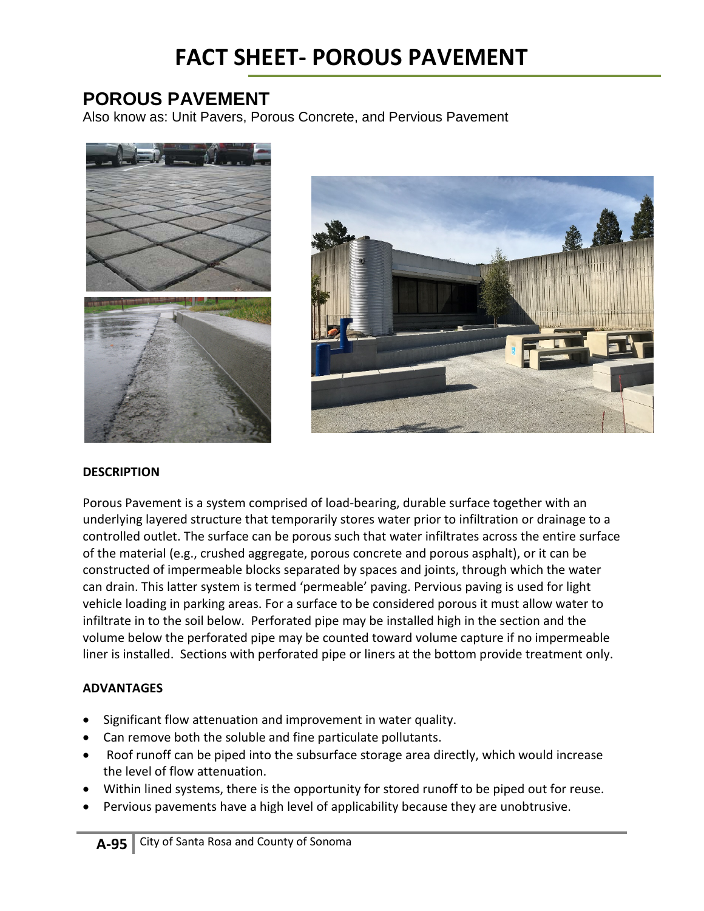# FACT SHEET- POROUS PAVEMENT

## POROUS PAVEMENT

Also know as: Unit Pavers, Porous Concrete, and Pervious Pavement

### DESCRIPTION

Porous Pavement is a system comprised of load-bearing, durable surface together with an underlying layered structure that temporarily stores water prior to infiltration or drainage to a controlled outlet. The surface can be porous such that water infiltrates across the entire surface of the material (e.g., crushed aggregate, porous concrete and porous asphalt), or it can be constructed of impermeable blocks separated by spaces and joints, through which the water can drain. This latter system is termed 'permeable' paving. Pervious paving is used for light vehicle loading in parking areas. For a surface to be considered porous it must allow water to infiltrate in to the soil below. Perforated pipe may be installed high in the section and the volume below the perforated pipe may be counted toward volume capture if no impermeable liner is installed. Sections with perforated pipe or liners at the bottom provide treatment only.

### ADVANTAGES

- Significant flow attenuation and improvement in water quality.
- Can remove both the soluble and fine particulate pollutants.
- Roof runoff can be piped into the subsurface storage area directly, which would increase the level of flow attenuation.
- Within lined systems, there is the opportunity for stored runoff to be piped out for reuse.
- Pervious pavements have a high level of applicability because they are unobtrusive.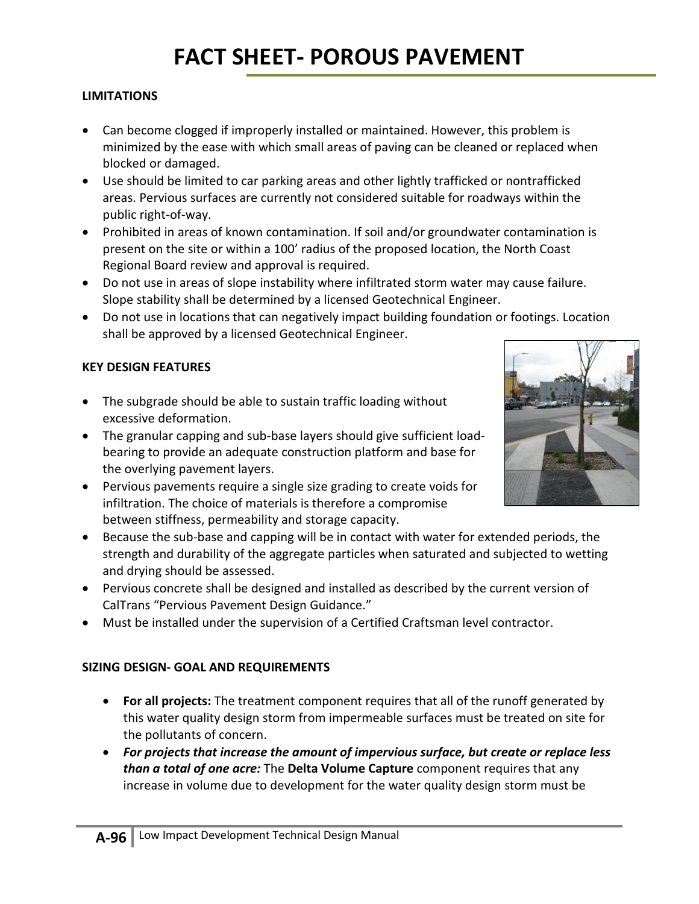# FACT SHEET- POROUS PAVEMENT

**LIMITATIONS**

- Can become clogged if improperly installed or maintained. However, this problem is minimized by the ease with which small areas of paving can be cleaned or replaced when blocked or damaged.
- Use should be limited to car parking areas and other lightly trafficked or nontrafficked areas. Pervious surfaces are currently not considered suitable for roadways within the public right-of-way.
- Prohibited in areas of known contamination. If soil and/or groundwater contamination is present on the site or within a 100' radius of the proposed location, the North Coast Regional Board review and approval is required.
- Do not use in areas of slope instability where infiltrated storm water may cause failure. Slope stability shall be determined by a licensed Geotechnical Engineer.
- Do not use in locations that can negatively impact building foundation or footings. Location shall be approved by a licensed Geotechnical Engineer.

**KEY DESIGN FEATURES**

- The subgrade should be able to sustain traffic loading without excessive deformation.
- The granular capping and sub-base layers should give sufficient load-bearing to provide an adequate construction platform and base for the overlying pavement layers.
- Pervious pavements require a single size grading to create voids for infiltration. The choice of materials is therefore a compromise between stiffness, permeability and storage capacity.
- Because the sub-base and capping will be in contact with water for extended periods, the strength and durability of the aggregate particles when saturated and subjected to wetting and drying should be assessed.
- Pervious concrete shall be designed and installed as described by the current version of CalTrans "Pervious Pavement Design Guidance."
- Must be installed under the supervision of a Certified Craftsman level contractor.

**SIZING DESIGN- GOAL AND REQUIREMENTS**

- **For all projects:** The treatment component requires that all of the runoff generated by this water quality design storm from impermeable surfaces must be treated on site for the pollutants of concern.
- ***For projects that increase the amount of impervious surface, but create or replace less than a total of one acre:*** The **Delta Volume Capture** component requires that any increase in volume due to development for the water quality design storm must be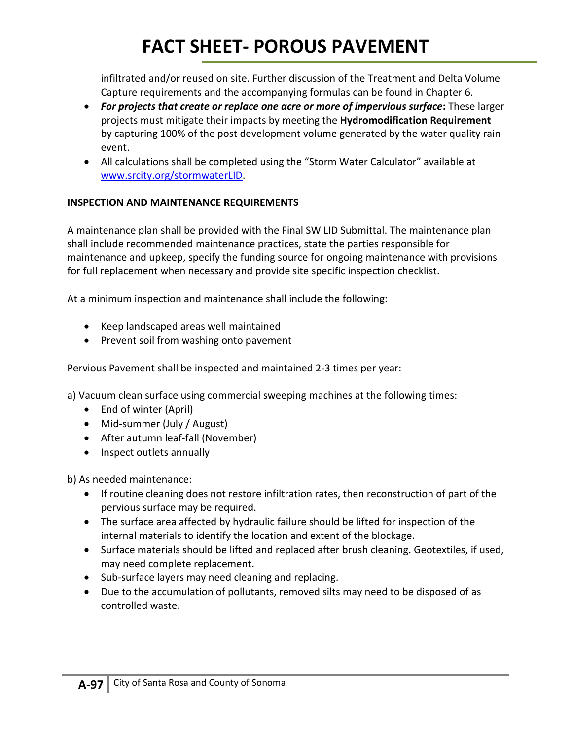infiltrated and/or reused on site. Further discussion of the Treatment and Delta Volume Capture requirements and the accompanying formulas can be found in Chapter 6.

- ***For projects that create or replace one acre or more of impervious surface*:** These larger projects must mitigate their impacts by meeting the **Hydromodification Requirement** by capturing 100% of the post development volume generated by the water quality rain event.
- All calculations shall be completed using the "Storm Water Calculator" available at [www.srcity.org/stormwaterLID](http://www.srcity.org/stormwaterLID).

**INSPECTION AND MAINTENANCE REQUIREMENTS**

A maintenance plan shall be provided with the Final SW LID Submittal. The maintenance plan shall include recommended maintenance practices, state the parties responsible for maintenance and upkeep, specify the funding source for ongoing maintenance with provisions for full replacement when necessary and provide site specific inspection checklist.

At a minimum inspection and maintenance shall include the following:

- Keep landscaped areas well maintained
- Prevent soil from washing onto pavement

Pervious Pavement shall be inspected and maintained 2-3 times per year:

a) Vacuum clean surface using commercial sweeping machines at the following times:

- End of winter (April)
- Mid-summer (July / August)
- After autumn leaf-fall (November)
- Inspect outlets annually

b) As needed maintenance:

- If routine cleaning does not restore infiltration rates, then reconstruction of part of the pervious surface may be required.
- The surface area affected by hydraulic failure should be lifted for inspection of the internal materials to identify the location and extent of the blockage.
- Surface materials should be lifted and replaced after brush cleaning. Geotextiles, if used, may need complete replacement.
- Sub-surface layers may need cleaning and replacing.
- Due to the accumulation of pollutants, removed silts may need to be disposed of as controlled waste.